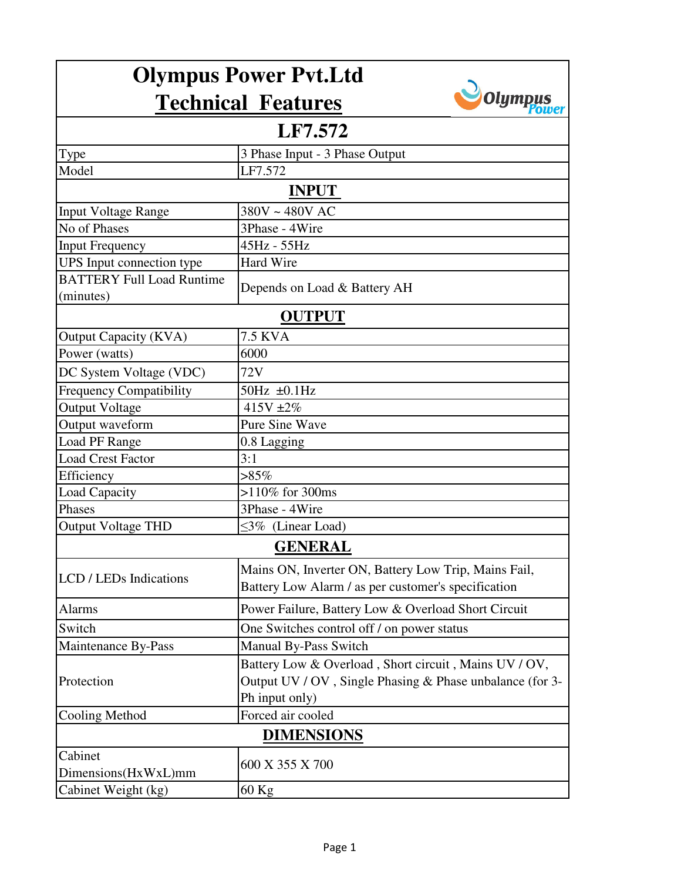# Olympus Power Pvt.Ltd

## Technical Features

## LF7.572

| Type | 3 Phase Input - 3 Phase Output |
|---|---|
| Model | LF7.572 |
| **INPUT** | |
| Input Voltage Range | 380V ~ 480V AC |
| No of Phases | 3Phase - 4Wire |
| Input Frequency | 45Hz - 55Hz |
| UPS Input connection type | Hard Wire |
| BATTERY Full Load Runtime (minutes) | Depends on Load & Battery AH |
| **OUTPUT** | |
| Output Capacity (KVA) | 7.5 KVA |
| Power (watts) | 6000 |
| DC System Voltage (VDC) | 72V |
| Frequency Compatibility | 50Hz ±0.1Hz |
| Output Voltage | 415V ±2% |
| Output waveform | Pure Sine Wave |
| Load PF Range | 0.8 Lagging |
| Load Crest Factor | 3:1 |
| Efficiency | >85% |
| Load Capacity | >110% for 300ms |
| Phases | 3Phase - 4Wire |
| Output Voltage THD | ≤3% (Linear Load) |
| **GENERAL** | |
| LCD / LEDs Indications | Mains ON, Inverter ON, Battery Low Trip, Mains Fail, Battery Low Alarm / as per customer's specification |
| Alarms | Power Failure, Battery Low & Overload Short Circuit |
| Switch | One Switches control off / on power status |
| Maintenance By-Pass | Manual By-Pass Switch |
| Protection | Battery Low & Overload , Short circuit , Mains UV / OV, Output UV / OV , Single Phasing & Phase unbalance (for 3-Ph input only) |
| Cooling Method | Forced air cooled |
| **DIMENSIONS** | |
| Cabinet Dimensions(HxWxL)mm | 600 X 355 X 700 |
| Cabinet Weight (kg) | 60 Kg |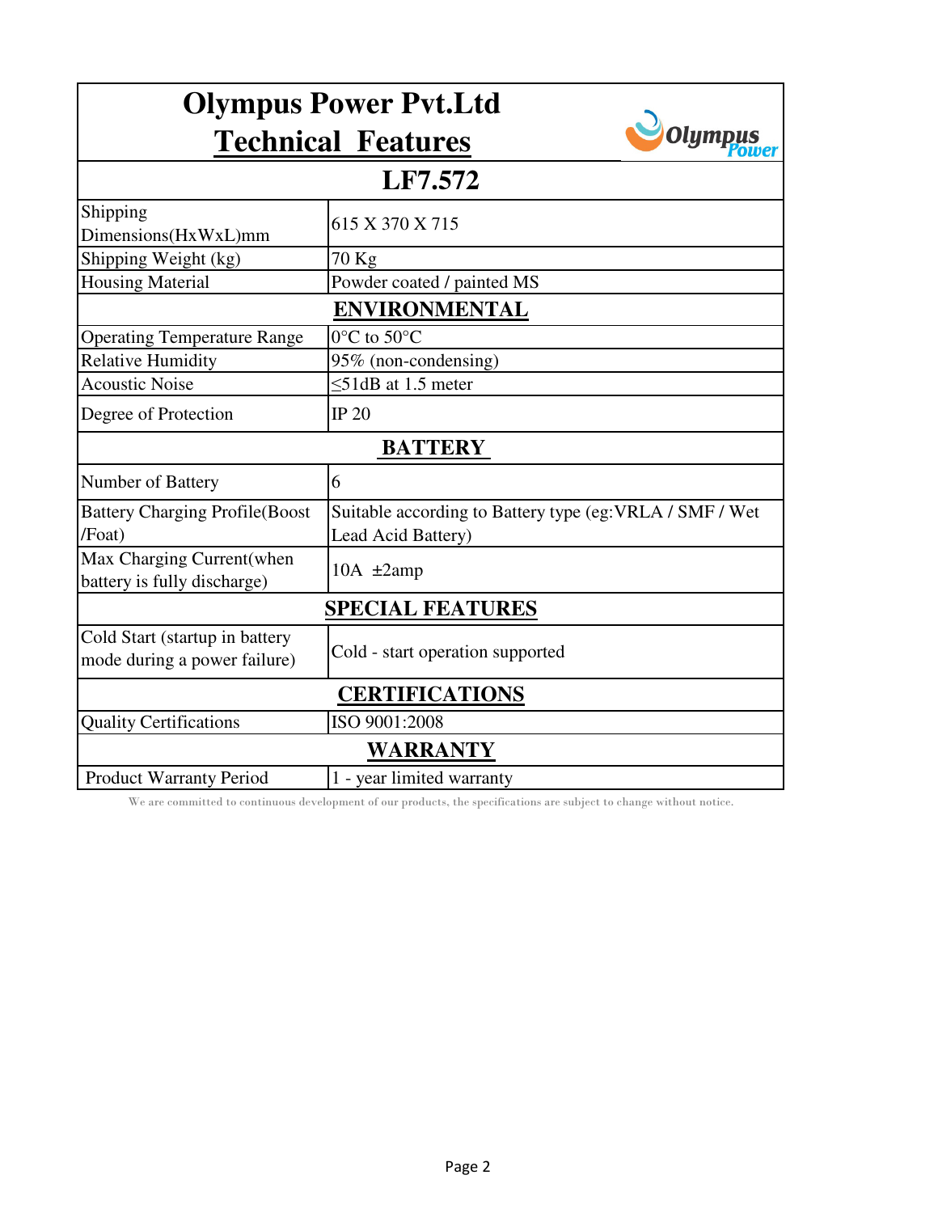# Olympus Power Pvt.Ltd

## Technical Features

## LF7.572

| | |
|---|---|
| Shipping Dimensions(HxWxL)mm | 615 X 370 X 715 |
| Shipping Weight (kg) | 70 Kg |
| Housing Material | Powder coated / painted MS |
| **ENVIRONMENTAL** | |
| Operating Temperature Range | 0°C to 50°C |
| Relative Humidity | 95% (non-condensing) |
| Acoustic Noise | ≤51dB at 1.5 meter |
| Degree of Protection | IP 20 |
| **BATTERY** | |
| Number of Battery | 6 |
| Battery Charging Profile(Boost /Foat) | Suitable according to Battery type (eg:VRLA / SMF / Wet Lead Acid Battery) |
| Max Charging Current(when battery is fully discharge) | 10A ±2amp |
| **SPECIAL FEATURES** | |
| Cold Start (startup in battery mode during a power failure) | Cold - start operation supported |
| **CERTIFICATIONS** | |
| Quality Certifications | ISO 9001:2008 |
| **WARRANTY** | |
| Product Warranty Period | 1 - year limited warranty |

We are committed to continuous development of our products, the specifications are subject to change without notice.